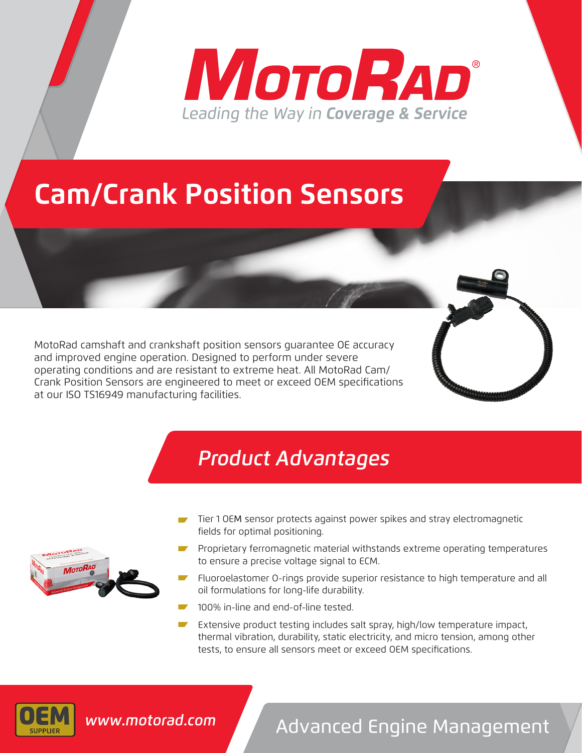# MotoRad®

*Leading the Way in **Coverage & Service***

# Cam/Crank Position Sensors

MotoRad camshaft and crankshaft position sensors guarantee OE accuracy and improved engine operation. Designed to perform under severe operating conditions and are resistant to extreme heat. All MotoRad Cam/Crank Position Sensors are engineered to meet or exceed OEM specifications at our ISO TS16949 manufacturing facilities.

## *Product Advantages*

- Tier 1 OEM sensor protects against power spikes and stray electromagnetic fields for optimal positioning.
- Proprietary ferromagnetic material withstands extreme operating temperatures to ensure a precise voltage signal to ECM.
- Fluoroelastomer O-rings provide superior resistance to high temperature and all oil formulations for long-life durability.
- 100% in-line and end-of-line tested.
- Extensive product testing includes salt spray, high/low temperature impact, thermal vibration, durability, static electricity, and micro tension, among other tests, to ensure all sensors meet or exceed OEM specifications.

OEM SUPPLIER

*www.motorad.com*

Advanced Engine Management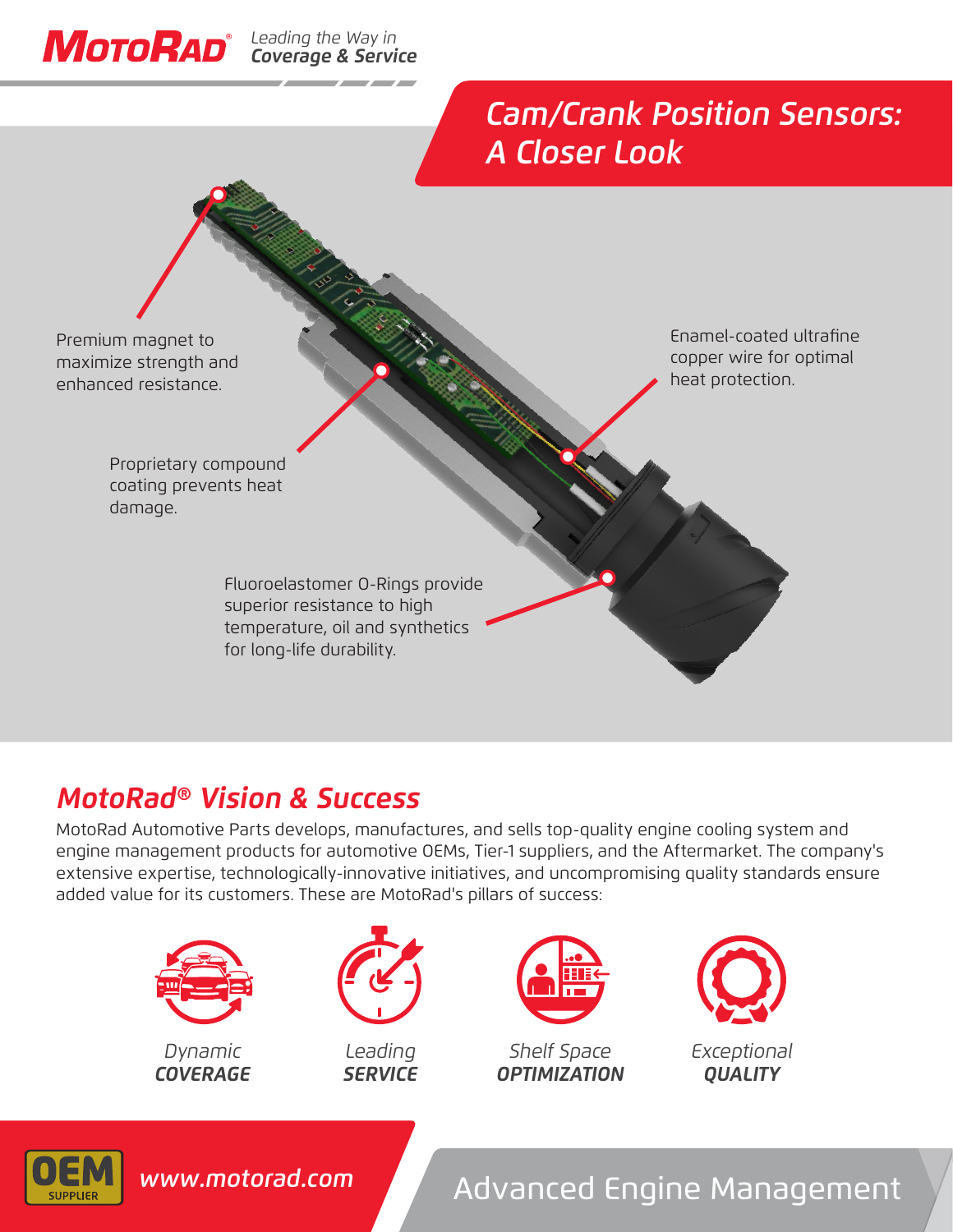MotoRad® Leading the Way in **Coverage & Service**

# *Cam/Crank Position Sensors: A Closer Look*

Premium magnet to maximize strength and enhanced resistance.

Proprietary compound coating prevents heat damage.

Enamel-coated ultrafine copper wire for optimal heat protection.

Fluoroelastomer O-Rings provide superior resistance to high temperature, oil and synthetics for long-life durability.

## *MotoRad® Vision & Success*

MotoRad Automotive Parts develops, manufactures, and sells top-quality engine cooling system and engine management products for automotive OEMs, Tier-1 suppliers, and the Aftermarket. The company's extensive expertise, technologically-innovative initiatives, and uncompromising quality standards ensure added value for its customers. These are MotoRad's pillars of success:

*Dynamic* ***COVERAGE***

*Leading* ***SERVICE***

*Shelf Space* ***OPTIMIZATION***

*Exceptional* ***QUALITY***

OEM SUPPLIER

*www.motorad.com*

Advanced Engine Management